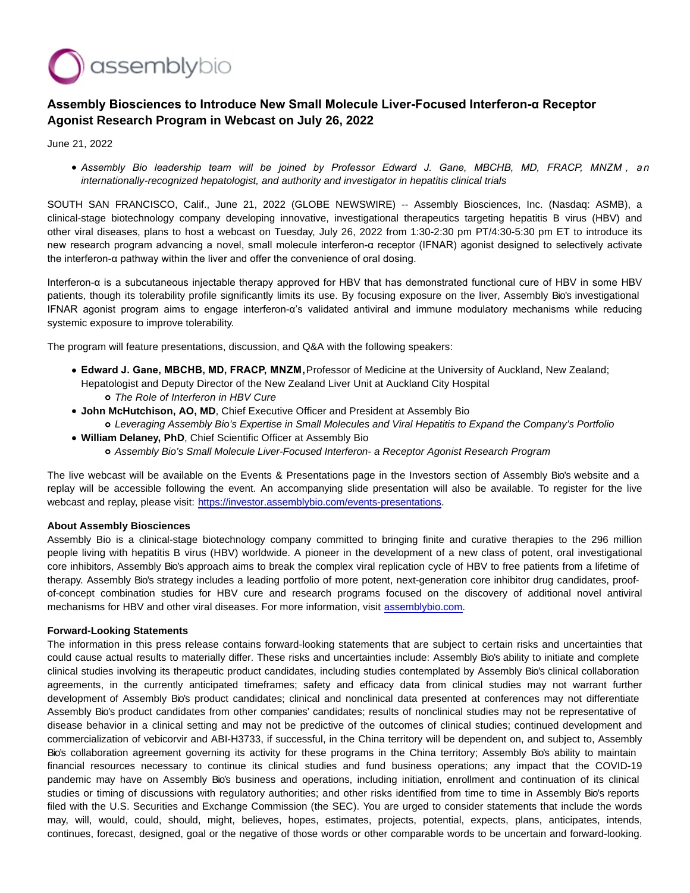# Assembly Biosciences to Introduce New Small Molecule Liver-Focused Interferon-α Receptor Agonist Research Program in Webcast on July 26, 2022

June 21, 2022

- *Assembly Bio leadership team will be joined by Professor Edward J. Gane, MBCHB, MD, FRACP, MNZM , an internationally-recognized hepatologist, and authority and investigator in hepatitis clinical trials*

SOUTH SAN FRANCISCO, Calif., June 21, 2022 (GLOBE NEWSWIRE) -- Assembly Biosciences, Inc. (Nasdaq: ASMB), a clinical-stage biotechnology company developing innovative, investigational therapeutics targeting hepatitis B virus (HBV) and other viral diseases, plans to host a webcast on Tuesday, July 26, 2022 from 1:30-2:30 pm PT/4:30-5:30 pm ET to introduce its new research program advancing a novel, small molecule interferon-α receptor (IFNAR) agonist designed to selectively activate the interferon-α pathway within the liver and offer the convenience of oral dosing.

Interferon-α is a subcutaneous injectable therapy approved for HBV that has demonstrated functional cure of HBV in some HBV patients, though its tolerability profile significantly limits its use. By focusing exposure on the liver, Assembly Bio's investigational IFNAR agonist program aims to engage interferon-α's validated antiviral and immune modulatory mechanisms while reducing systemic exposure to improve tolerability.

The program will feature presentations, discussion, and Q&A with the following speakers:

- **Edward J. Gane, MBCHB, MD, FRACP, MNZM,** Professor of Medicine at the University of Auckland, New Zealand; Hepatologist and Deputy Director of the New Zealand Liver Unit at Auckland City Hospital
  - *The Role of Interferon in HBV Cure*
- **John McHutchison, AO, MD**, Chief Executive Officer and President at Assembly Bio
  - *Leveraging Assembly Bio's Expertise in Small Molecules and Viral Hepatitis to Expand the Company's Portfolio*
- **William Delaney, PhD**, Chief Scientific Officer at Assembly Bio
  - *Assembly Bio's Small Molecule Liver-Focused Interferon- a Receptor Agonist Research Program*

The live webcast will be available on the Events & Presentations page in the Investors section of Assembly Bio's website and a replay will be accessible following the event. An accompanying slide presentation will also be available. To register for the live webcast and replay, please visit: [https://investor.assemblybio.com/events-presentations](https://investor.assemblybio.com/events-presentations).

**About Assembly Biosciences**

Assembly Bio is a clinical-stage biotechnology company committed to bringing finite and curative therapies to the 296 million people living with hepatitis B virus (HBV) worldwide. A pioneer in the development of a new class of potent, oral investigational core inhibitors, Assembly Bio's approach aims to break the complex viral replication cycle of HBV to free patients from a lifetime of therapy. Assembly Bio's strategy includes a leading portfolio of more potent, next-generation core inhibitor drug candidates, proof-of-concept combination studies for HBV cure and research programs focused on the discovery of additional novel antiviral mechanisms for HBV and other viral diseases. For more information, visit [assemblybio.com](assemblybio.com).

**Forward-Looking Statements**

The information in this press release contains forward-looking statements that are subject to certain risks and uncertainties that could cause actual results to materially differ. These risks and uncertainties include: Assembly Bio's ability to initiate and complete clinical studies involving its therapeutic product candidates, including studies contemplated by Assembly Bio's clinical collaboration agreements, in the currently anticipated timeframes; safety and efficacy data from clinical studies may not warrant further development of Assembly Bio's product candidates; clinical and nonclinical data presented at conferences may not differentiate Assembly Bio's product candidates from other companies' candidates; results of nonclinical studies may not be representative of disease behavior in a clinical setting and may not be predictive of the outcomes of clinical studies; continued development and commercialization of vebicorvir and ABI-H3733, if successful, in the China territory will be dependent on, and subject to, Assembly Bio's collaboration agreement governing its activity for these programs in the China territory; Assembly Bio's ability to maintain financial resources necessary to continue its clinical studies and fund business operations; any impact that the COVID-19 pandemic may have on Assembly Bio's business and operations, including initiation, enrollment and continuation of its clinical studies or timing of discussions with regulatory authorities; and other risks identified from time to time in Assembly Bio's reports filed with the U.S. Securities and Exchange Commission (the SEC). You are urged to consider statements that include the words may, will, would, could, should, might, believes, hopes, estimates, projects, potential, expects, plans, anticipates, intends, continues, forecast, designed, goal or the negative of those words or other comparable words to be uncertain and forward-looking.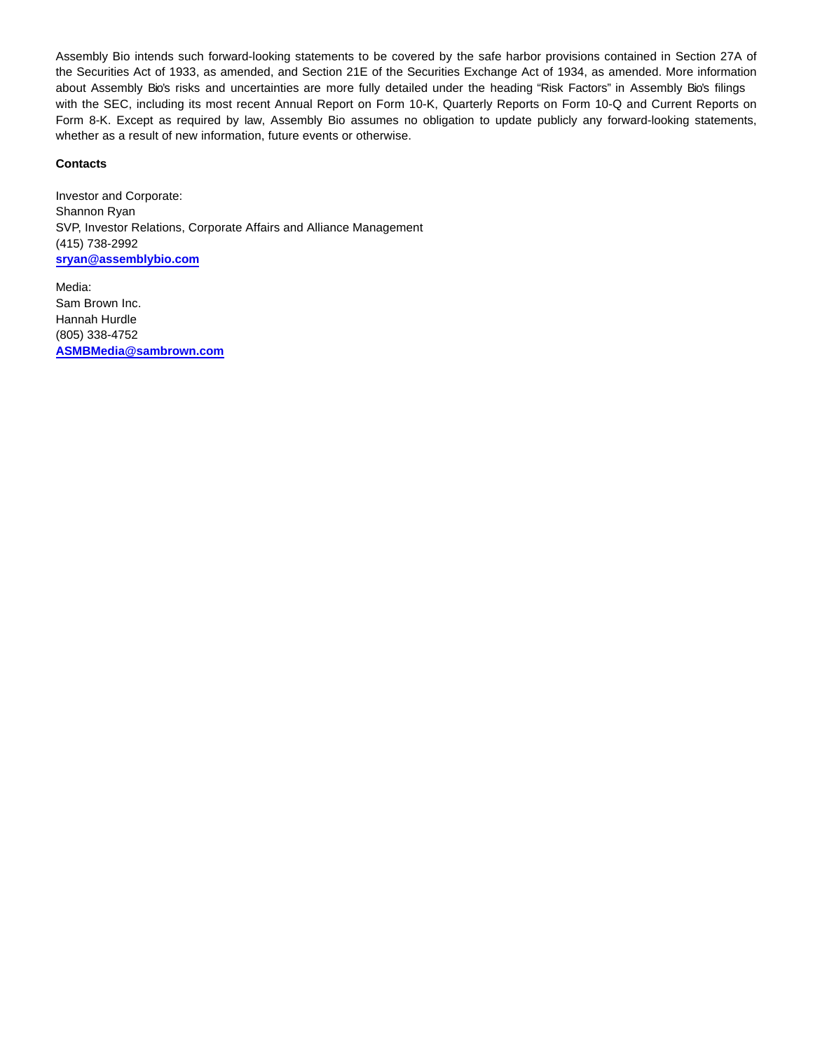Assembly Bio intends such forward-looking statements to be covered by the safe harbor provisions contained in Section 27A of the Securities Act of 1933, as amended, and Section 21E of the Securities Exchange Act of 1934, as amended. More information about Assembly Bio's risks and uncertainties are more fully detailed under the heading "Risk Factors" in Assembly Bio's filings with the SEC, including its most recent Annual Report on Form 10-K, Quarterly Reports on Form 10-Q and Current Reports on Form 8-K. Except as required by law, Assembly Bio assumes no obligation to update publicly any forward-looking statements, whether as a result of new information, future events or otherwise.

**Contacts**

Investor and Corporate:
Shannon Ryan
SVP, Investor Relations, Corporate Affairs and Alliance Management
(415) 738-2992
**sryan@assemblybio.com**

Media:
Sam Brown Inc.
Hannah Hurdle
(805) 338-4752
**ASMBMedia@sambrown.com**